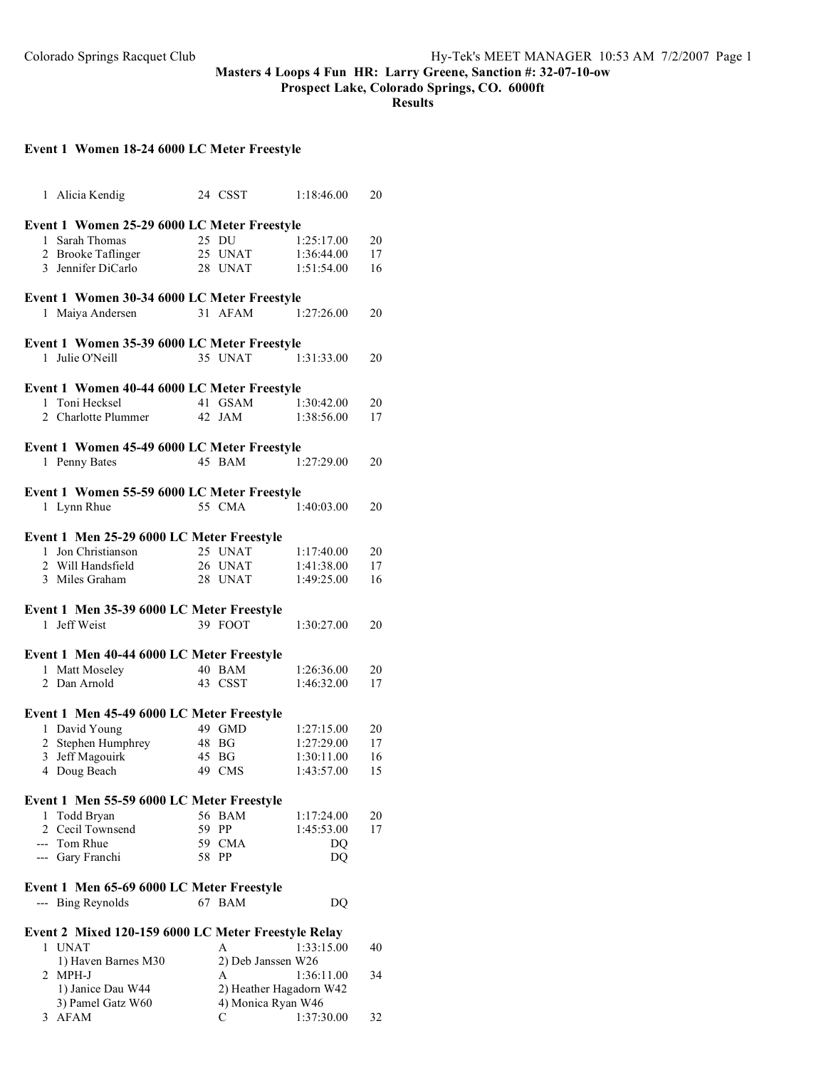Colorado Springs Racquet Club

**Masters 4 Loops 4 Fun HR: Larry Greene, Sanction #: 32-07-10-ow**
**Prospect Lake, Colorado Springs, CO. 6000ft**
**Results**

### Event 1 Women 18-24 6000 LC Meter Freestyle

| | Name | Age | Team | Time | Points |
|---|---|---|---|---|---|
| 1 | Alicia Kendig | 24 | CSST | 1:18:46.00 | 20 |

### Event 1 Women 25-29 6000 LC Meter Freestyle

| | Name | Age | Team | Time | Points |
|---|---|---|---|---|---|
| 1 | Sarah Thomas | 25 | DU | 1:25:17.00 | 20 |
| 2 | Brooke Taflinger | 25 | UNAT | 1:36:44.00 | 17 |
| 3 | Jennifer DiCarlo | 28 | UNAT | 1:51:54.00 | 16 |

### Event 1 Women 30-34 6000 LC Meter Freestyle

| | Name | Age | Team | Time | Points |
|---|---|---|---|---|---|
| 1 | Maiya Andersen | 31 | AFAM | 1:27:26.00 | 20 |

### Event 1 Women 35-39 6000 LC Meter Freestyle

| | Name | Age | Team | Time | Points |
|---|---|---|---|---|---|
| 1 | Julie O'Neill | 35 | UNAT | 1:31:33.00 | 20 |

### Event 1 Women 40-44 6000 LC Meter Freestyle

| | Name | Age | Team | Time | Points |
|---|---|---|---|---|---|
| 1 | Toni Hecksel | 41 | GSAM | 1:30:42.00 | 20 |
| 2 | Charlotte Plummer | 42 | JAM | 1:38:56.00 | 17 |

### Event 1 Women 45-49 6000 LC Meter Freestyle

| | Name | Age | Team | Time | Points |
|---|---|---|---|---|---|
| 1 | Penny Bates | 45 | BAM | 1:27:29.00 | 20 |

### Event 1 Women 55-59 6000 LC Meter Freestyle

| | Name | Age | Team | Time | Points |
|---|---|---|---|---|---|
| 1 | Lynn Rhue | 55 | CMA | 1:40:03.00 | 20 |

### Event 1 Men 25-29 6000 LC Meter Freestyle

| | Name | Age | Team | Time | Points |
|---|---|---|---|---|---|
| 1 | Jon Christianson | 25 | UNAT | 1:17:40.00 | 20 |
| 2 | Will Handsfield | 26 | UNAT | 1:41:38.00 | 17 |
| 3 | Miles Graham | 28 | UNAT | 1:49:25.00 | 16 |

### Event 1 Men 35-39 6000 LC Meter Freestyle

| | Name | Age | Team | Time | Points |
|---|---|---|---|---|---|
| 1 | Jeff Weist | 39 | FOOT | 1:30:27.00 | 20 |

### Event 1 Men 40-44 6000 LC Meter Freestyle

| | Name | Age | Team | Time | Points |
|---|---|---|---|---|---|
| 1 | Matt Moseley | 40 | BAM | 1:26:36.00 | 20 |
| 2 | Dan Arnold | 43 | CSST | 1:46:32.00 | 17 |

### Event 1 Men 45-49 6000 LC Meter Freestyle

| | Name | Age | Team | Time | Points |
|---|---|---|---|---|---|
| 1 | David Young | 49 | GMD | 1:27:15.00 | 20 |
| 2 | Stephen Humphrey | 48 | BG | 1:27:29.00 | 17 |
| 3 | Jeff Magouirk | 45 | BG | 1:30:11.00 | 16 |
| 4 | Doug Beach | 49 | CMS | 1:43:57.00 | 15 |

### Event 1 Men 55-59 6000 LC Meter Freestyle

| | Name | Age | Team | Time | Points |
|---|---|---|---|---|---|
| 1 | Todd Bryan | 56 | BAM | 1:17:24.00 | 20 |
| 2 | Cecil Townsend | 59 | PP | 1:45:53.00 | 17 |
| --- | Tom Rhue | 59 | CMA | DQ | |
| --- | Gary Franchi | 58 | PP | DQ | |

### Event 1 Men 65-69 6000 LC Meter Freestyle

| | Name | Age | Team | Time | Points |
|---|---|---|---|---|---|
| --- | Bing Reynolds | 67 | BAM | DQ | |

### Event 2 Mixed 120-159 6000 LC Meter Freestyle Relay

| | Team | Relay | Time | Points |
|---|---|---|---|---|
| 1 | UNAT | A | 1:33:15.00 | 40 |
| | 1) Haven Barnes M30 | 2) Deb Janssen W26 | | |
| 2 | MPH-J | A | 1:36:11.00 | 34 |
| | 1) Janice Dau W44 | 2) Heather Hagadorn W42 | | |
| | 3) Pamel Gatz W60 | 4) Monica Ryan W46 | | |
| 3 | AFAM | C | 1:37:30.00 | 32 |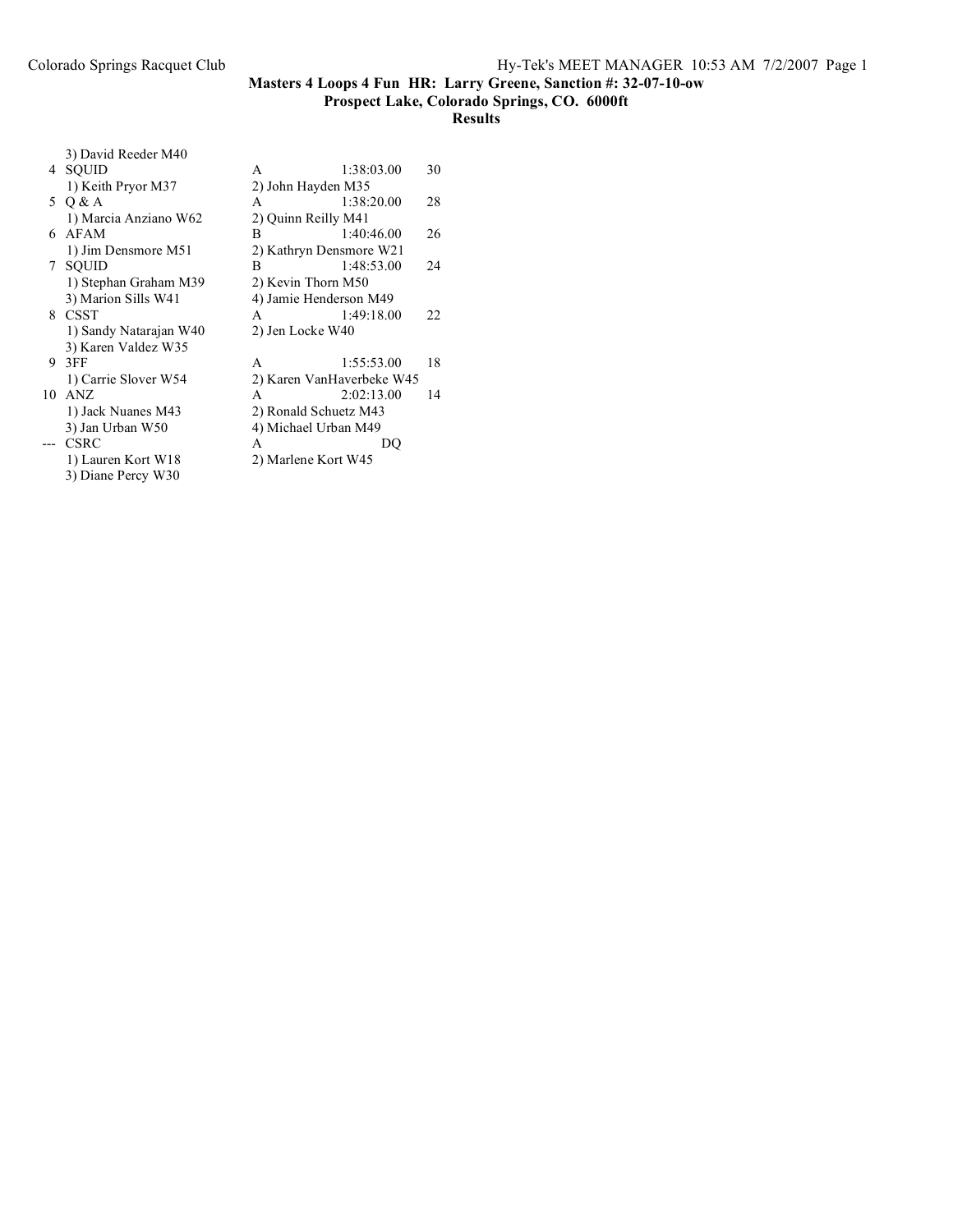**Masters 4 Loops 4 Fun HR: Larry Greene, Sanction #: 32-07-10-ow**
**Prospect Lake, Colorado Springs, CO. 6000ft**
**Results**

| | | | | |
|---|---|---|---|---|
| | 3) David Reeder M40 | | | |
| 4 | SQUID | A | 1:38:03.00 | 30 |
| | 1) Keith Pryor M37 | 2) John Hayden M35 | | |
| 5 | Q & A | A | 1:38:20.00 | 28 |
| | 1) Marcia Anziano W62 | 2) Quinn Reilly M41 | | |
| 6 | AFAM | B | 1:40:46.00 | 26 |
| | 1) Jim Densmore M51 | 2) Kathryn Densmore W21 | | |
| 7 | SQUID | B | 1:48:53.00 | 24 |
| | 1) Stephan Graham M39 | 2) Kevin Thorn M50 | | |
| | 3) Marion Sills W41 | 4) Jamie Henderson M49 | | |
| 8 | CSST | A | 1:49:18.00 | 22 |
| | 1) Sandy Natarajan W40 | 2) Jen Locke W40 | | |
| | 3) Karen Valdez W35 | | | |
| 9 | 3FF | A | 1:55:53.00 | 18 |
| | 1) Carrie Slover W54 | 2) Karen VanHaverbeke W45 | | |
| 10 | ANZ | A | 2:02:13.00 | 14 |
| | 1) Jack Nuanes M43 | 2) Ronald Schuetz M43 | | |
| | 3) Jan Urban W50 | 4) Michael Urban M49 | | |
| --- | CSRC | A | DQ | |
| | 1) Lauren Kort W18 | 2) Marlene Kort W45 | | |
| | 3) Diane Percy W30 | | | |